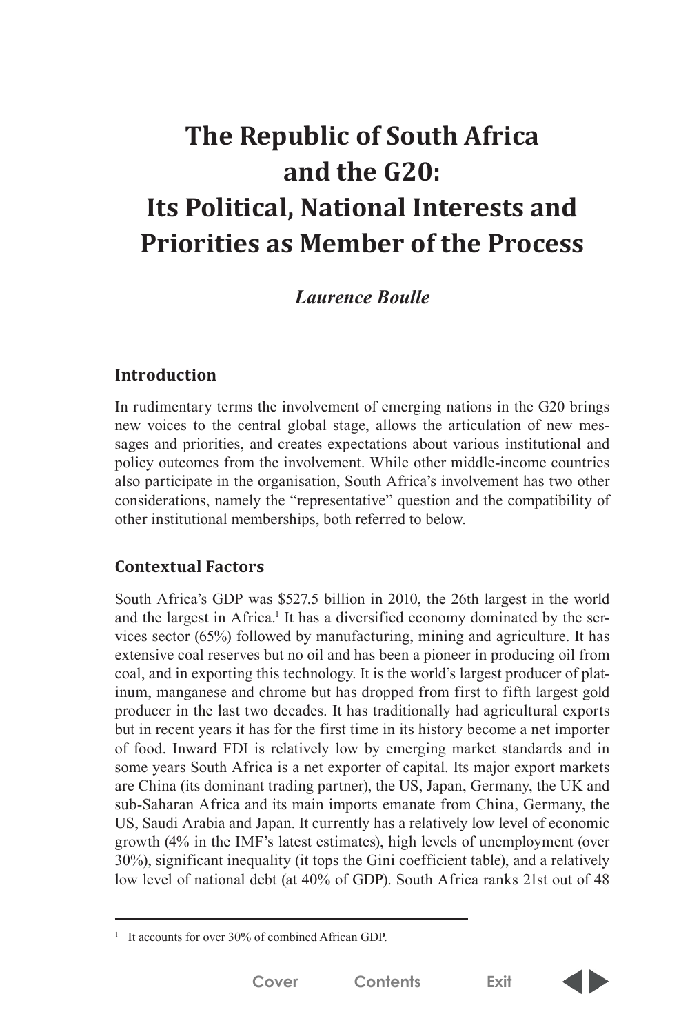# The Republic of South Africa and the G20: Its Political, National Interests and Priorities as Member of the Process

*Laurence Boulle*

## Introduction

In rudimentary terms the involvement of emerging nations in the G20 brings new voices to the central global stage, allows the articulation of new messages and priorities, and creates expectations about various institutional and policy outcomes from the involvement. While other middle-income countries also participate in the organisation, South Africa's involvement has two other considerations, namely the "representative" question and the compatibility of other institutional memberships, both referred to below.

## Contextual Factors

South Africa's GDP was $527.5 billion in 2010, the 26th largest in the world and the largest in Africa.[1] It has a diversified economy dominated by the services sector (65%) followed by manufacturing, mining and agriculture. It has extensive coal reserves but no oil and has been a pioneer in producing oil from coal, and in exporting this technology. It is the world's largest producer of platinum, manganese and chrome but has dropped from first to fifth largest gold producer in the last two decades. It has traditionally had agricultural exports but in recent years it has for the first time in its history become a net importer of food. Inward FDI is relatively low by emerging market standards and in some years South Africa is a net exporter of capital. Its major export markets are China (its dominant trading partner), the US, Japan, Germany, the UK and sub-Saharan Africa and its main imports emanate from China, Germany, the US, Saudi Arabia and Japan. It currently has a relatively low level of economic growth (4% in the IMF's latest estimates), high levels of unemployment (over 30%), significant inequality (it tops the Gini coefficient table), and a relatively low level of national debt (at 40% of GDP). South Africa ranks 21st out of 48

---

[1] It accounts for over 30% of combined African GDP.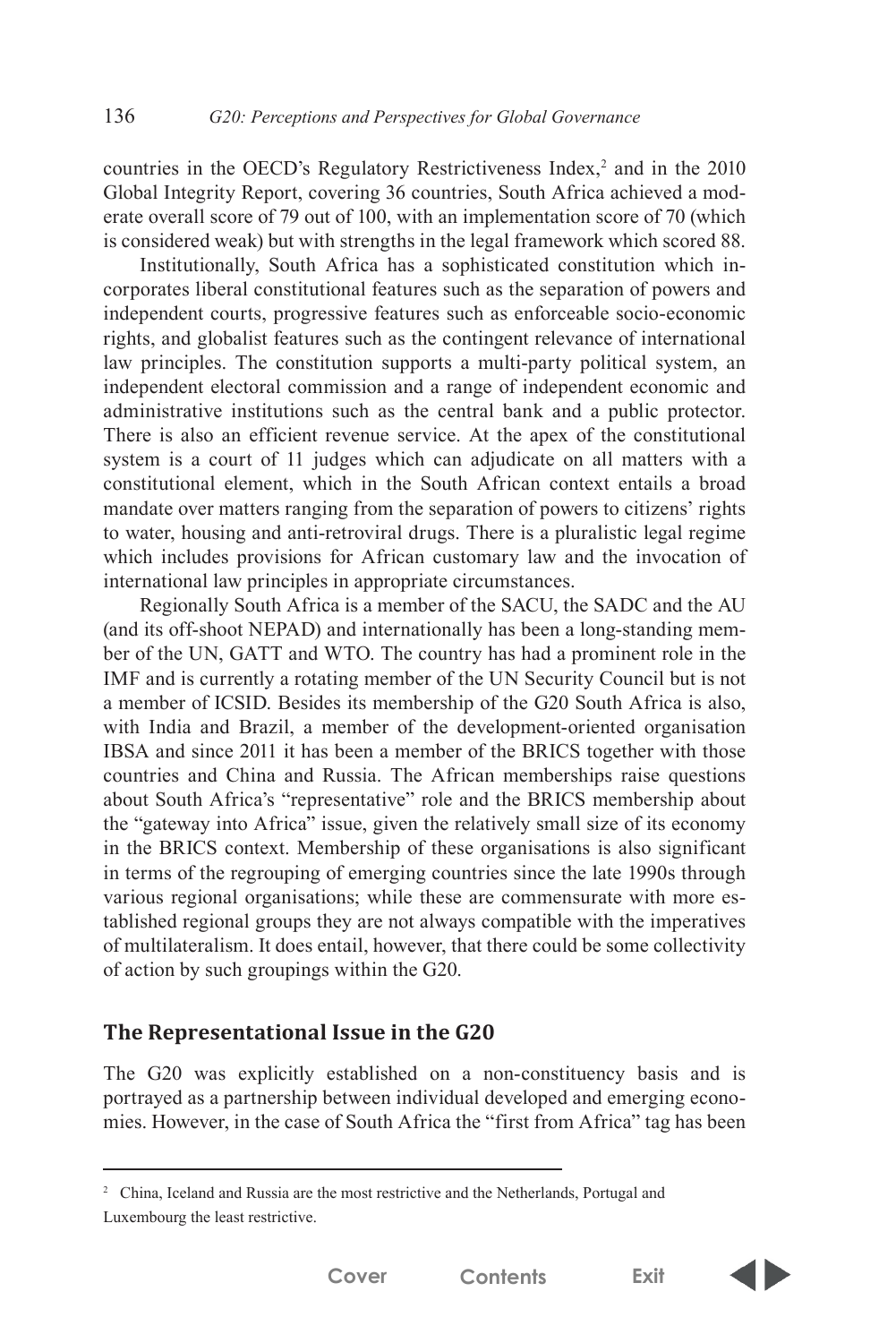countries in the OECD's Regulatory Restrictiveness Index,[2] and in the 2010 Global Integrity Report, covering 36 countries, South Africa achieved a moderate overall score of 79 out of 100, with an implementation score of 70 (which is considered weak) but with strengths in the legal framework which scored 88.

Institutionally, South Africa has a sophisticated constitution which incorporates liberal constitutional features such as the separation of powers and independent courts, progressive features such as enforceable socio-economic rights, and globalist features such as the contingent relevance of international law principles. The constitution supports a multi-party political system, an independent electoral commission and a range of independent economic and administrative institutions such as the central bank and a public protector. There is also an efficient revenue service. At the apex of the constitutional system is a court of 11 judges which can adjudicate on all matters with a constitutional element, which in the South African context entails a broad mandate over matters ranging from the separation of powers to citizens' rights to water, housing and anti-retroviral drugs. There is a pluralistic legal regime which includes provisions for African customary law and the invocation of international law principles in appropriate circumstances.

Regionally South Africa is a member of the SACU, the SADC and the AU (and its off-shoot NEPAD) and internationally has been a long-standing member of the UN, GATT and WTO. The country has had a prominent role in the IMF and is currently a rotating member of the UN Security Council but is not a member of ICSID. Besides its membership of the G20 South Africa is also, with India and Brazil, a member of the development-oriented organisation IBSA and since 2011 it has been a member of the BRICS together with those countries and China and Russia. The African memberships raise questions about South Africa's "representative" role and the BRICS membership about the "gateway into Africa" issue, given the relatively small size of its economy in the BRICS context. Membership of these organisations is also significant in terms of the regrouping of emerging countries since the late 1990s through various regional organisations; while these are commensurate with more established regional groups they are not always compatible with the imperatives of multilateralism. It does entail, however, that there could be some collectivity of action by such groupings within the G20.

## The Representational Issue in the G20

The G20 was explicitly established on a non-constituency basis and is portrayed as a partnership between individual developed and emerging economies. However, in the case of South Africa the "first from Africa" tag has been

---

[2] China, Iceland and Russia are the most restrictive and the Netherlands, Portugal and Luxembourg the least restrictive.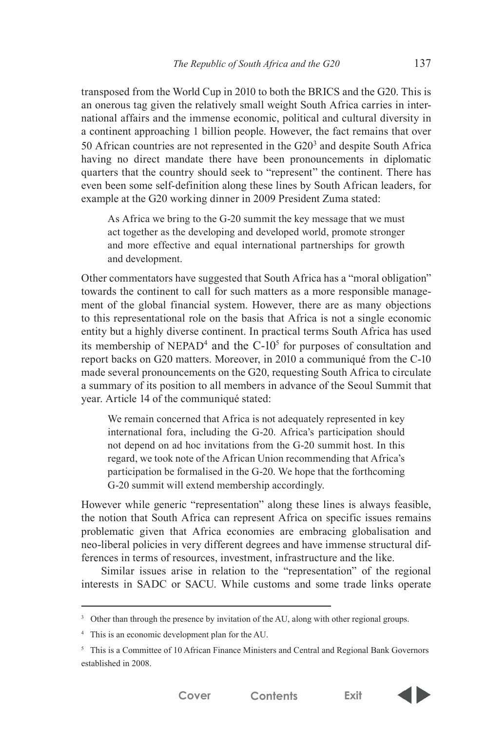transposed from the World Cup in 2010 to both the BRICS and the G20. This is an onerous tag given the relatively small weight South Africa carries in international affairs and the immense economic, political and cultural diversity in a continent approaching 1 billion people. However, the fact remains that over 50 African countries are not represented in the G20[3] and despite South Africa having no direct mandate there have been pronouncements in diplomatic quarters that the country should seek to "represent" the continent. There has even been some self-definition along these lines by South African leaders, for example at the G20 working dinner in 2009 President Zuma stated:

> As Africa we bring to the G-20 summit the key message that we must act together as the developing and developed world, promote stronger and more effective and equal international partnerships for growth and development.

Other commentators have suggested that South Africa has a "moral obligation" towards the continent to call for such matters as a more responsible management of the global financial system. However, there are as many objections to this representational role on the basis that Africa is not a single economic entity but a highly diverse continent. In practical terms South Africa has used its membership of NEPAD[4] and the C-10[5] for purposes of consultation and report backs on G20 matters. Moreover, in 2010 a communiqué from the C-10 made several pronouncements on the G20, requesting South Africa to circulate a summary of its position to all members in advance of the Seoul Summit that year. Article 14 of the communiqué stated:

> We remain concerned that Africa is not adequately represented in key international fora, including the G-20. Africa's participation should not depend on ad hoc invitations from the G-20 summit host. In this regard, we took note of the African Union recommending that Africa's participation be formalised in the G-20. We hope that the forthcoming G-20 summit will extend membership accordingly.

However while generic "representation" along these lines is always feasible, the notion that South Africa can represent Africa on specific issues remains problematic given that Africa economies are embracing globalisation and neo-liberal policies in very different degrees and have immense structural differences in terms of resources, investment, infrastructure and the like.

Similar issues arise in relation to the "representation" of the regional interests in SADC or SACU. While customs and some trade links operate

---

[3] Other than through the presence by invitation of the AU, along with other regional groups.

[4] This is an economic development plan for the AU.

[5] This is a Committee of 10 African Finance Ministers and Central and Regional Bank Governors established in 2008.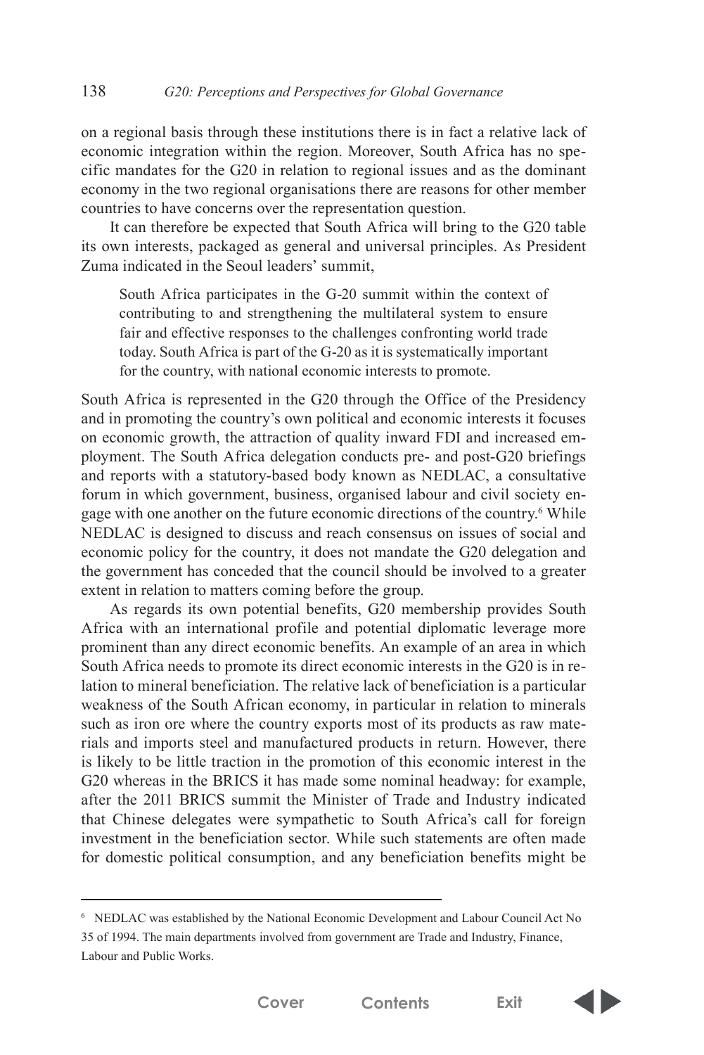on a regional basis through these institutions there is in fact a relative lack of economic integration within the region. Moreover, South Africa has no specific mandates for the G20 in relation to regional issues and as the dominant economy in the two regional organisations there are reasons for other member countries to have concerns over the representation question.

It can therefore be expected that South Africa will bring to the G20 table its own interests, packaged as general and universal principles. As President Zuma indicated in the Seoul leaders' summit,

> South Africa participates in the G-20 summit within the context of contributing to and strengthening the multilateral system to ensure fair and effective responses to the challenges confronting world trade today. South Africa is part of the G-20 as it is systematically important for the country, with national economic interests to promote.

South Africa is represented in the G20 through the Office of the Presidency and in promoting the country's own political and economic interests it focuses on economic growth, the attraction of quality inward FDI and increased employment. The South Africa delegation conducts pre- and post-G20 briefings and reports with a statutory-based body known as NEDLAC, a consultative forum in which government, business, organised labour and civil society engage with one another on the future economic directions of the country.[6] While NEDLAC is designed to discuss and reach consensus on issues of social and economic policy for the country, it does not mandate the G20 delegation and the government has conceded that the council should be involved to a greater extent in relation to matters coming before the group.

As regards its own potential benefits, G20 membership provides South Africa with an international profile and potential diplomatic leverage more prominent than any direct economic benefits. An example of an area in which South Africa needs to promote its direct economic interests in the G20 is in relation to mineral beneficiation. The relative lack of beneficiation is a particular weakness of the South African economy, in particular in relation to minerals such as iron ore where the country exports most of its products as raw materials and imports steel and manufactured products in return. However, there is likely to be little traction in the promotion of this economic interest in the G20 whereas in the BRICS it has made some nominal headway: for example, after the 2011 BRICS summit the Minister of Trade and Industry indicated that Chinese delegates were sympathetic to South Africa's call for foreign investment in the beneficiation sector. While such statements are often made for domestic political consumption, and any beneficiation benefits might be

[6] NEDLAC was established by the National Economic Development and Labour Council Act No 35 of 1994. The main departments involved from government are Trade and Industry, Finance, Labour and Public Works.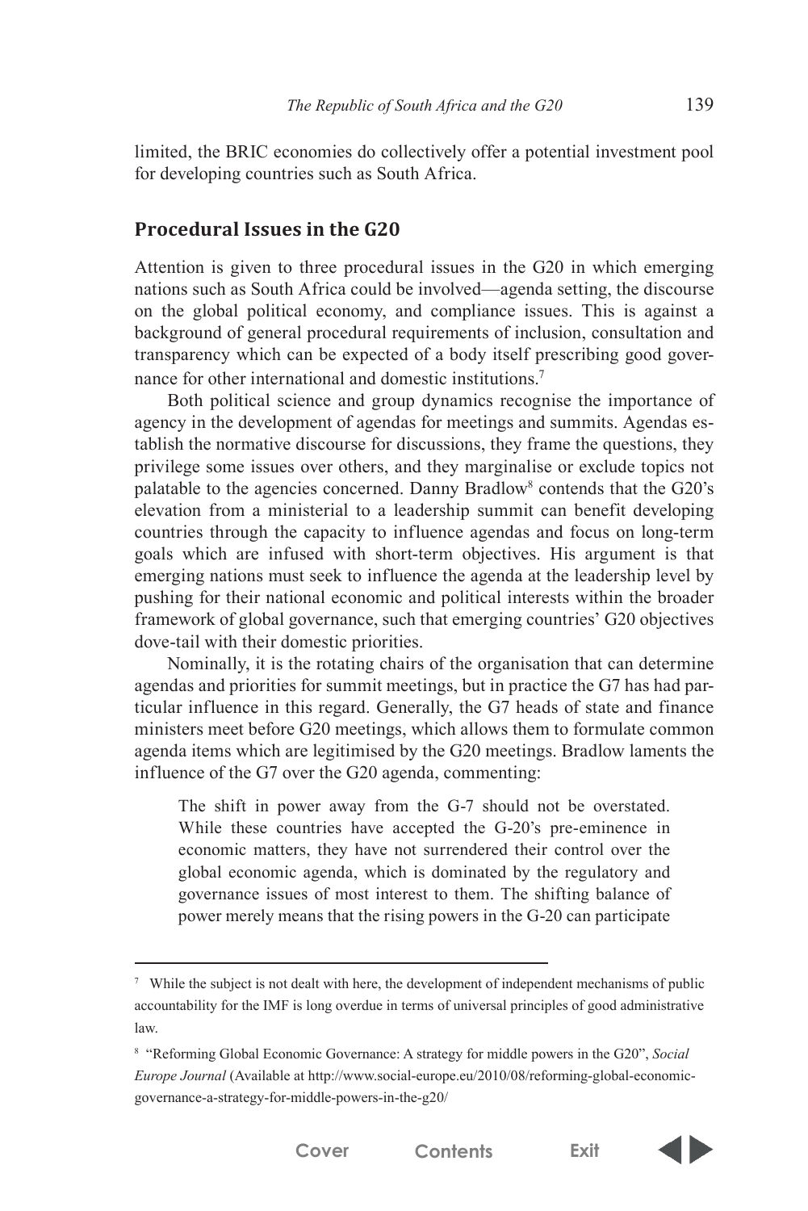limited, the BRIC economies do collectively offer a potential investment pool for developing countries such as South Africa.

## Procedural Issues in the G20

Attention is given to three procedural issues in the G20 in which emerging nations such as South Africa could be involved—agenda setting, the discourse on the global political economy, and compliance issues. This is against a background of general procedural requirements of inclusion, consultation and transparency which can be expected of a body itself prescribing good governance for other international and domestic institutions.[7]

Both political science and group dynamics recognise the importance of agency in the development of agendas for meetings and summits. Agendas establish the normative discourse for discussions, they frame the questions, they privilege some issues over others, and they marginalise or exclude topics not palatable to the agencies concerned. Danny Bradlow[8] contends that the G20's elevation from a ministerial to a leadership summit can benefit developing countries through the capacity to influence agendas and focus on long-term goals which are infused with short-term objectives. His argument is that emerging nations must seek to influence the agenda at the leadership level by pushing for their national economic and political interests within the broader framework of global governance, such that emerging countries' G20 objectives dove-tail with their domestic priorities.

Nominally, it is the rotating chairs of the organisation that can determine agendas and priorities for summit meetings, but in practice the G7 has had particular influence in this regard. Generally, the G7 heads of state and finance ministers meet before G20 meetings, which allows them to formulate common agenda items which are legitimised by the G20 meetings. Bradlow laments the influence of the G7 over the G20 agenda, commenting:

> The shift in power away from the G-7 should not be overstated. While these countries have accepted the G-20's pre-eminence in economic matters, they have not surrendered their control over the global economic agenda, which is dominated by the regulatory and governance issues of most interest to them. The shifting balance of power merely means that the rising powers in the G-20 can participate

---

[7] While the subject is not dealt with here, the development of independent mechanisms of public accountability for the IMF is long overdue in terms of universal principles of good administrative law.

[8] "Reforming Global Economic Governance: A strategy for middle powers in the G20", *Social Europe Journal* (Available at http://www.social-europe.eu/2010/08/reforming-global-economic-governance-a-strategy-for-middle-powers-in-the-g20/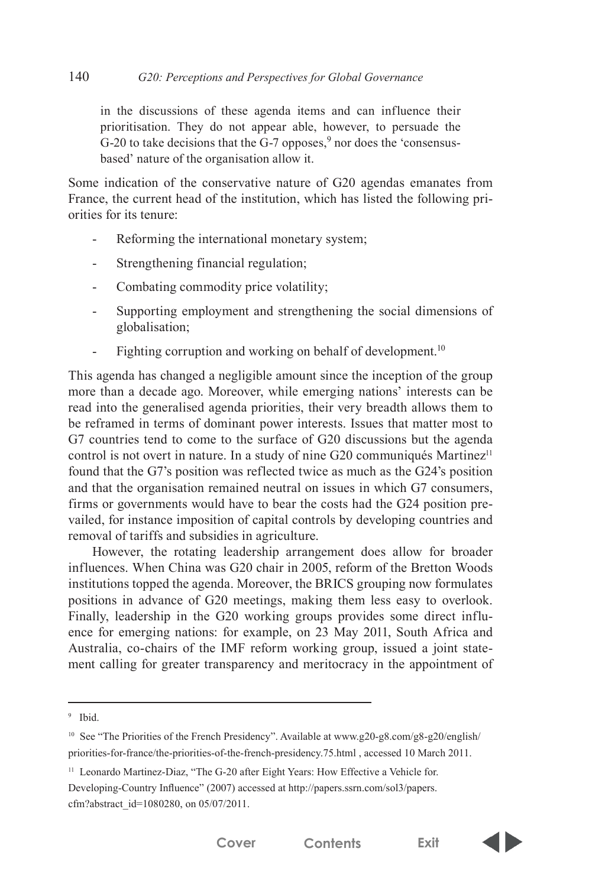in the discussions of these agenda items and can influence their prioritisation. They do not appear able, however, to persuade the G-20 to take decisions that the G-7 opposes,[9] nor does the 'consensus-based' nature of the organisation allow it.

Some indication of the conservative nature of G20 agendas emanates from France, the current head of the institution, which has listed the following priorities for its tenure:

- Reforming the international monetary system;
- Strengthening financial regulation;
- Combating commodity price volatility;
- Supporting employment and strengthening the social dimensions of globalisation;
- Fighting corruption and working on behalf of development.[10]

This agenda has changed a negligible amount since the inception of the group more than a decade ago. Moreover, while emerging nations' interests can be read into the generalised agenda priorities, their very breadth allows them to be reframed in terms of dominant power interests. Issues that matter most to G7 countries tend to come to the surface of G20 discussions but the agenda control is not overt in nature. In a study of nine G20 communiqués Martinez[11] found that the G7's position was reflected twice as much as the G24's position and that the organisation remained neutral on issues in which G7 consumers, firms or governments would have to bear the costs had the G24 position prevailed, for instance imposition of capital controls by developing countries and removal of tariffs and subsidies in agriculture.

However, the rotating leadership arrangement does allow for broader influences. When China was G20 chair in 2005, reform of the Bretton Woods institutions topped the agenda. Moreover, the BRICS grouping now formulates positions in advance of G20 meetings, making them less easy to overlook. Finally, leadership in the G20 working groups provides some direct influence for emerging nations: for example, on 23 May 2011, South Africa and Australia, co-chairs of the IMF reform working group, issued a joint statement calling for greater transparency and meritocracy in the appointment of

---

[9] Ibid.

[10] See "The Priorities of the French Presidency". Available at www.g20-g8.com/g8-g20/english/priorities-for-france/the-priorities-of-the-french-presidency.75.html , accessed 10 March 2011.

[11] Leonardo Martinez-Diaz, "The G-20 after Eight Years: How Effective a Vehicle for. Developing-Country Influence" (2007) accessed at http://papers.ssrn.com/sol3/papers.cfm?abstract_id=1080280, on 05/07/2011.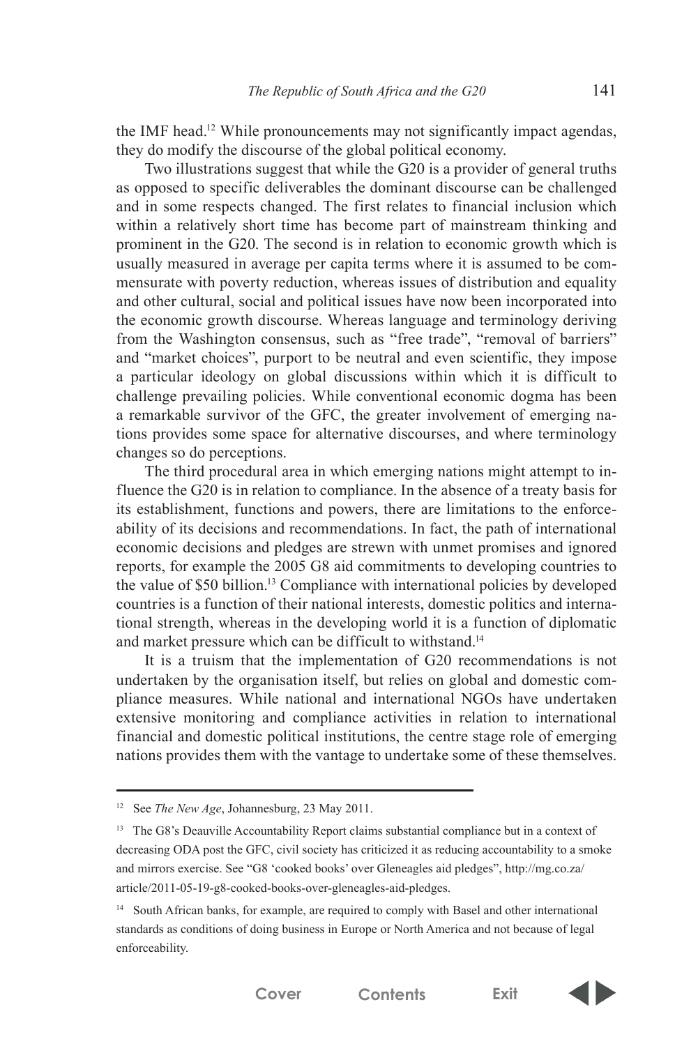the IMF head.[12] While pronouncements may not significantly impact agendas, they do modify the discourse of the global political economy.

Two illustrations suggest that while the G20 is a provider of general truths as opposed to specific deliverables the dominant discourse can be challenged and in some respects changed. The first relates to financial inclusion which within a relatively short time has become part of mainstream thinking and prominent in the G20. The second is in relation to economic growth which is usually measured in average per capita terms where it is assumed to be commensurate with poverty reduction, whereas issues of distribution and equality and other cultural, social and political issues have now been incorporated into the economic growth discourse. Whereas language and terminology deriving from the Washington consensus, such as "free trade", "removal of barriers" and "market choices", purport to be neutral and even scientific, they impose a particular ideology on global discussions within which it is difficult to challenge prevailing policies. While conventional economic dogma has been a remarkable survivor of the GFC, the greater involvement of emerging nations provides some space for alternative discourses, and where terminology changes so do perceptions.

The third procedural area in which emerging nations might attempt to influence the G20 is in relation to compliance. In the absence of a treaty basis for its establishment, functions and powers, there are limitations to the enforceability of its decisions and recommendations. In fact, the path of international economic decisions and pledges are strewn with unmet promises and ignored reports, for example the 2005 G8 aid commitments to developing countries to the value of \$50 billion.[13] Compliance with international policies by developed countries is a function of their national interests, domestic politics and international strength, whereas in the developing world it is a function of diplomatic and market pressure which can be difficult to withstand.[14]

It is a truism that the implementation of G20 recommendations is not undertaken by the organisation itself, but relies on global and domestic compliance measures. While national and international NGOs have undertaken extensive monitoring and compliance activities in relation to international financial and domestic political institutions, the centre stage role of emerging nations provides them with the vantage to undertake some of these themselves.

---

[12] See *The New Age*, Johannesburg, 23 May 2011.

[13] The G8's Deauville Accountability Report claims substantial compliance but in a context of decreasing ODA post the GFC, civil society has criticized it as reducing accountability to a smoke and mirrors exercise. See "G8 'cooked books' over Gleneagles aid pledges", http://mg.co.za/article/2011-05-19-g8-cooked-books-over-gleneagles-aid-pledges.

[14] South African banks, for example, are required to comply with Basel and other international standards as conditions of doing business in Europe or North America and not because of legal enforceability.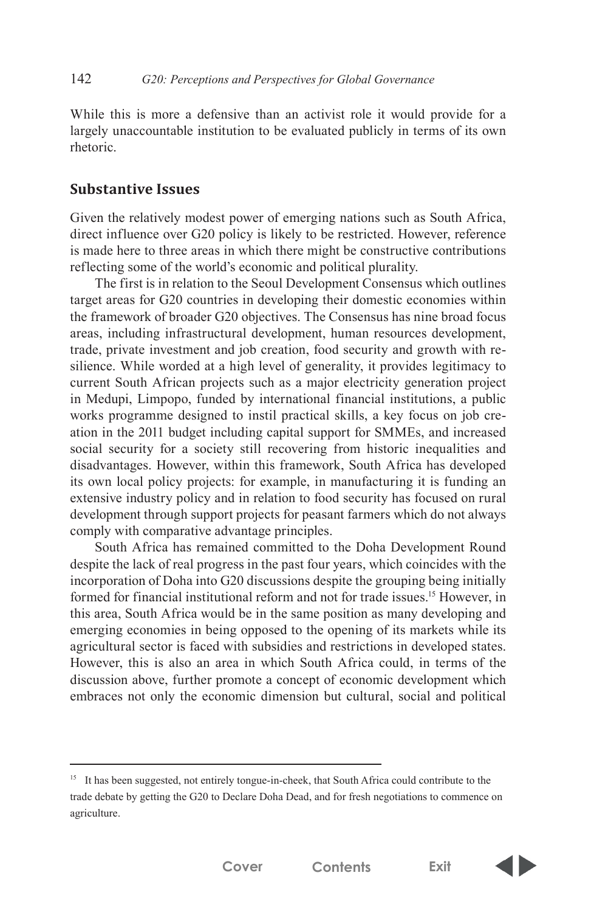While this is more a defensive than an activist role it would provide for a largely unaccountable institution to be evaluated publicly in terms of its own rhetoric.

## Substantive Issues

Given the relatively modest power of emerging nations such as South Africa, direct influence over G20 policy is likely to be restricted. However, reference is made here to three areas in which there might be constructive contributions reflecting some of the world's economic and political plurality.

The first is in relation to the Seoul Development Consensus which outlines target areas for G20 countries in developing their domestic economies within the framework of broader G20 objectives. The Consensus has nine broad focus areas, including infrastructural development, human resources development, trade, private investment and job creation, food security and growth with resilience. While worded at a high level of generality, it provides legitimacy to current South African projects such as a major electricity generation project in Medupi, Limpopo, funded by international financial institutions, a public works programme designed to instil practical skills, a key focus on job creation in the 2011 budget including capital support for SMMEs, and increased social security for a society still recovering from historic inequalities and disadvantages. However, within this framework, South Africa has developed its own local policy projects: for example, in manufacturing it is funding an extensive industry policy and in relation to food security has focused on rural development through support projects for peasant farmers which do not always comply with comparative advantage principles.

South Africa has remained committed to the Doha Development Round despite the lack of real progress in the past four years, which coincides with the incorporation of Doha into G20 discussions despite the grouping being initially formed for financial institutional reform and not for trade issues.[15] However, in this area, South Africa would be in the same position as many developing and emerging economies in being opposed to the opening of its markets while its agricultural sector is faced with subsidies and restrictions in developed states. However, this is also an area in which South Africa could, in terms of the discussion above, further promote a concept of economic development which embraces not only the economic dimension but cultural, social and political

---

[15] It has been suggested, not entirely tongue-in-cheek, that South Africa could contribute to the trade debate by getting the G20 to Declare Doha Dead, and for fresh negotiations to commence on agriculture.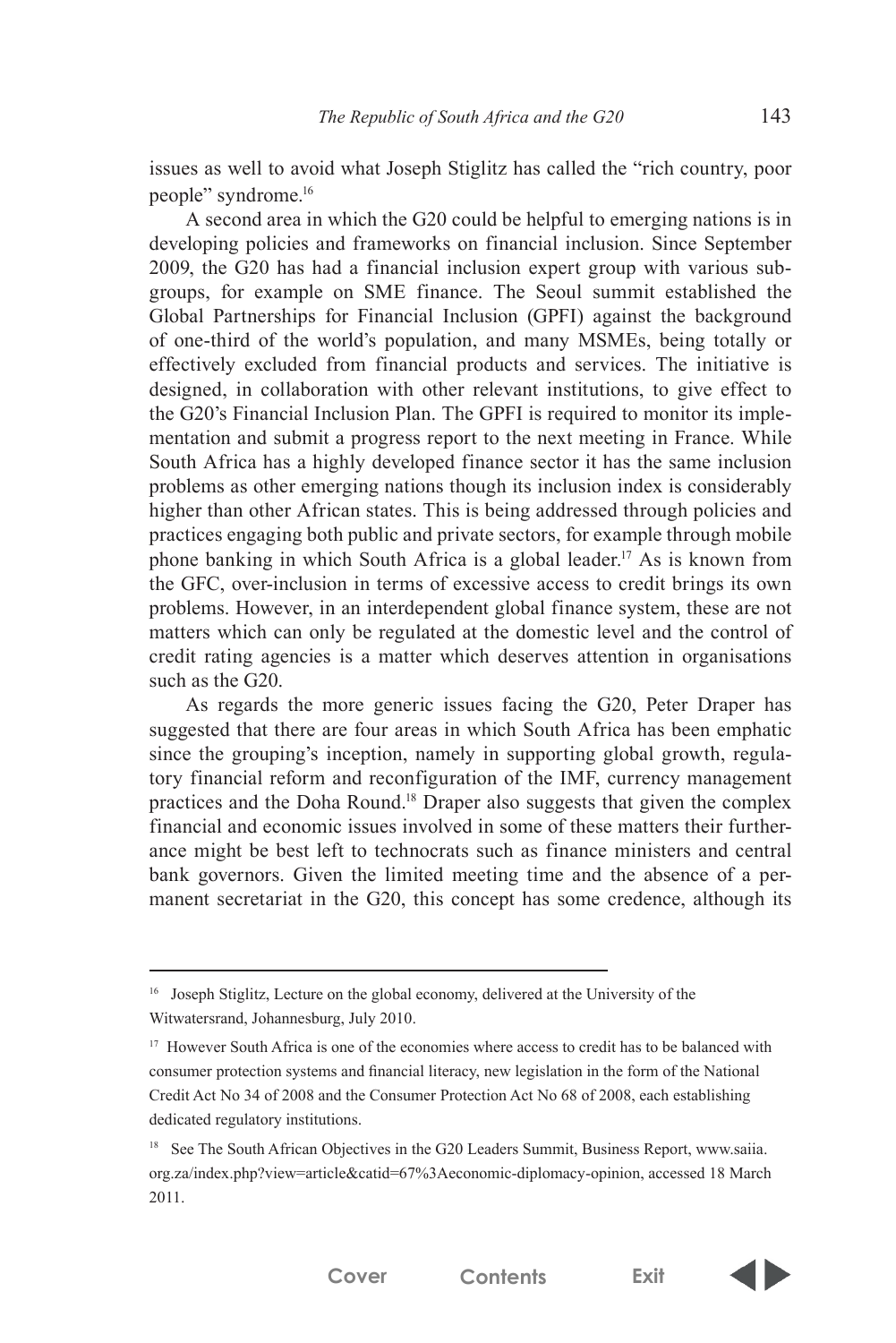issues as well to avoid what Joseph Stiglitz has called the "rich country, poor people" syndrome.[16]

A second area in which the G20 could be helpful to emerging nations is in developing policies and frameworks on financial inclusion. Since September 2009, the G20 has had a financial inclusion expert group with various subgroups, for example on SME finance. The Seoul summit established the Global Partnerships for Financial Inclusion (GPFI) against the background of one-third of the world's population, and many MSMEs, being totally or effectively excluded from financial products and services. The initiative is designed, in collaboration with other relevant institutions, to give effect to the G20's Financial Inclusion Plan. The GPFI is required to monitor its implementation and submit a progress report to the next meeting in France. While South Africa has a highly developed finance sector it has the same inclusion problems as other emerging nations though its inclusion index is considerably higher than other African states. This is being addressed through policies and practices engaging both public and private sectors, for example through mobile phone banking in which South Africa is a global leader.[17] As is known from the GFC, over-inclusion in terms of excessive access to credit brings its own problems. However, in an interdependent global finance system, these are not matters which can only be regulated at the domestic level and the control of credit rating agencies is a matter which deserves attention in organisations such as the G20.

As regards the more generic issues facing the G20, Peter Draper has suggested that there are four areas in which South Africa has been emphatic since the grouping's inception, namely in supporting global growth, regulatory financial reform and reconfiguration of the IMF, currency management practices and the Doha Round.[18] Draper also suggests that given the complex financial and economic issues involved in some of these matters their furtherance might be best left to technocrats such as finance ministers and central bank governors. Given the limited meeting time and the absence of a permanent secretariat in the G20, this concept has some credence, although its

---

[16] Joseph Stiglitz, Lecture on the global economy, delivered at the University of the Witwatersrand, Johannesburg, July 2010.

[17] However South Africa is one of the economies where access to credit has to be balanced with consumer protection systems and financial literacy, new legislation in the form of the National Credit Act No 34 of 2008 and the Consumer Protection Act No 68 of 2008, each establishing dedicated regulatory institutions.

[18] See The South African Objectives in the G20 Leaders Summit, Business Report, www.saiia.org.za/index.php?view=article&catid=67%3Aeconomic-diplomacy-opinion, accessed 18 March 2011.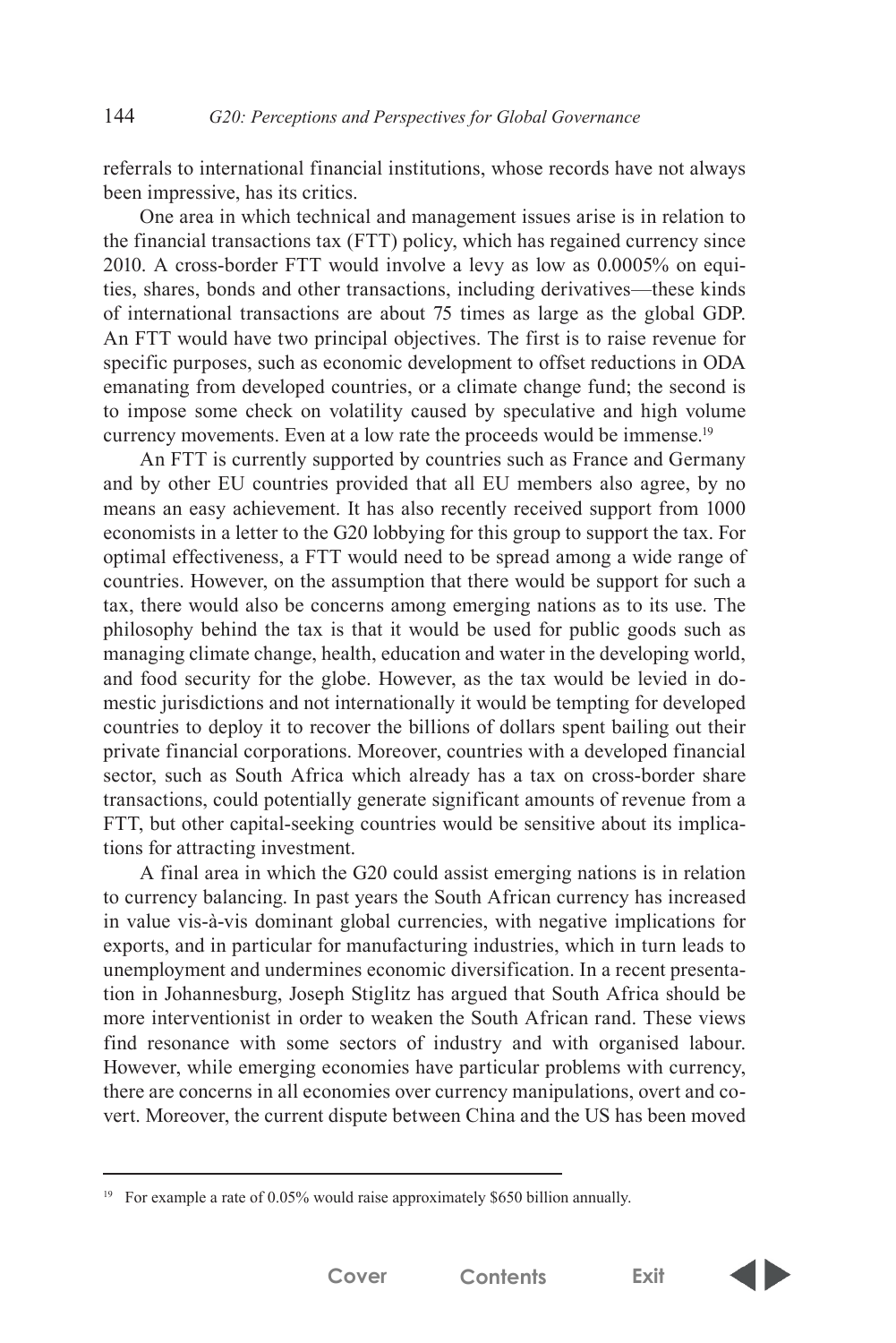referrals to international financial institutions, whose records have not always been impressive, has its critics.

One area in which technical and management issues arise is in relation to the financial transactions tax (FTT) policy, which has regained currency since 2010. A cross-border FTT would involve a levy as low as 0.0005% on equities, shares, bonds and other transactions, including derivatives—these kinds of international transactions are about 75 times as large as the global GDP. An FTT would have two principal objectives. The first is to raise revenue for specific purposes, such as economic development to offset reductions in ODA emanating from developed countries, or a climate change fund; the second is to impose some check on volatility caused by speculative and high volume currency movements. Even at a low rate the proceeds would be immense.[19]

An FTT is currently supported by countries such as France and Germany and by other EU countries provided that all EU members also agree, by no means an easy achievement. It has also recently received support from 1000 economists in a letter to the G20 lobbying for this group to support the tax. For optimal effectiveness, a FTT would need to be spread among a wide range of countries. However, on the assumption that there would be support for such a tax, there would also be concerns among emerging nations as to its use. The philosophy behind the tax is that it would be used for public goods such as managing climate change, health, education and water in the developing world, and food security for the globe. However, as the tax would be levied in domestic jurisdictions and not internationally it would be tempting for developed countries to deploy it to recover the billions of dollars spent bailing out their private financial corporations. Moreover, countries with a developed financial sector, such as South Africa which already has a tax on cross-border share transactions, could potentially generate significant amounts of revenue from a FTT, but other capital-seeking countries would be sensitive about its implications for attracting investment.

A final area in which the G20 could assist emerging nations is in relation to currency balancing. In past years the South African currency has increased in value vis-à-vis dominant global currencies, with negative implications for exports, and in particular for manufacturing industries, which in turn leads to unemployment and undermines economic diversification. In a recent presentation in Johannesburg, Joseph Stiglitz has argued that South Africa should be more interventionist in order to weaken the South African rand. These views find resonance with some sectors of industry and with organised labour. However, while emerging economies have particular problems with currency, there are concerns in all economies over currency manipulations, overt and covert. Moreover, the current dispute between China and the US has been moved

[19] For example a rate of 0.05% would raise approximately \$650 billion annually.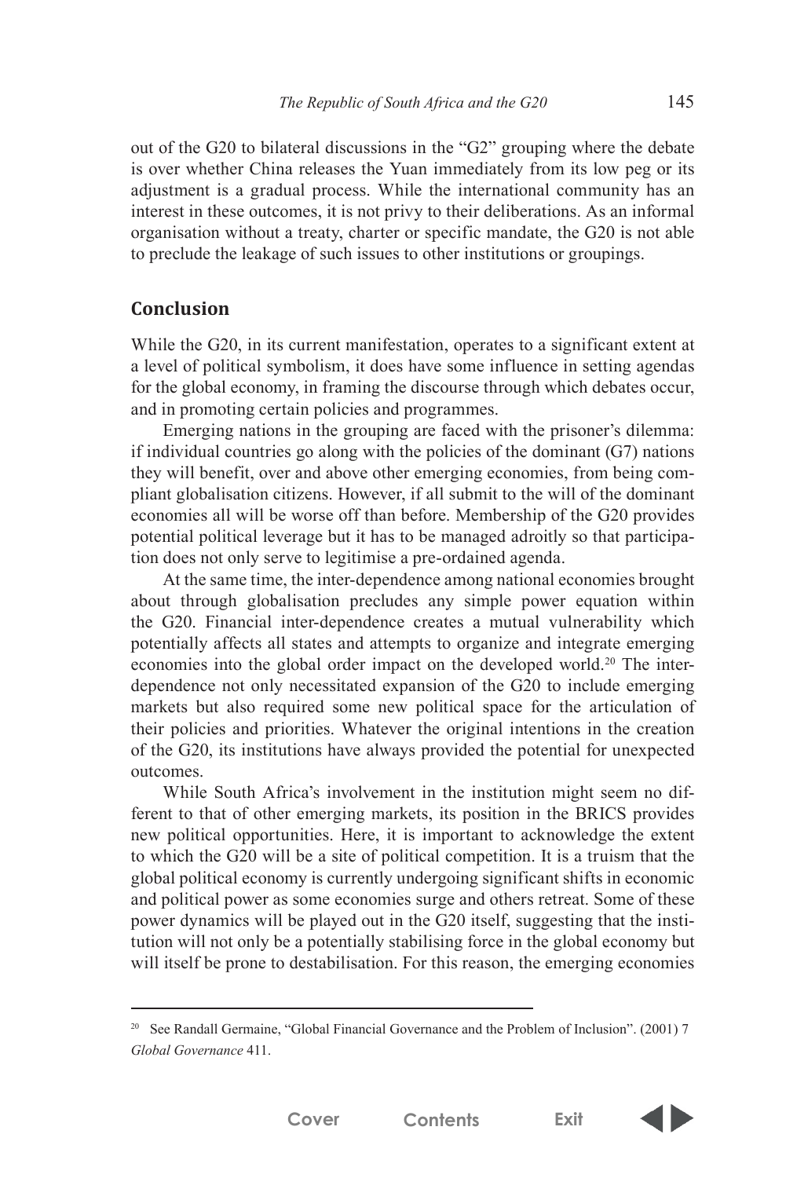out of the G20 to bilateral discussions in the "G2" grouping where the debate is over whether China releases the Yuan immediately from its low peg or its adjustment is a gradual process. While the international community has an interest in these outcomes, it is not privy to their deliberations. As an informal organisation without a treaty, charter or specific mandate, the G20 is not able to preclude the leakage of such issues to other institutions or groupings.

## Conclusion

While the G20, in its current manifestation, operates to a significant extent at a level of political symbolism, it does have some influence in setting agendas for the global economy, in framing the discourse through which debates occur, and in promoting certain policies and programmes.

Emerging nations in the grouping are faced with the prisoner's dilemma: if individual countries go along with the policies of the dominant (G7) nations they will benefit, over and above other emerging economies, from being compliant globalisation citizens. However, if all submit to the will of the dominant economies all will be worse off than before. Membership of the G20 provides potential political leverage but it has to be managed adroitly so that participation does not only serve to legitimise a pre-ordained agenda.

At the same time, the inter-dependence among national economies brought about through globalisation precludes any simple power equation within the G20. Financial inter-dependence creates a mutual vulnerability which potentially affects all states and attempts to organize and integrate emerging economies into the global order impact on the developed world.[20] The inter-dependence not only necessitated expansion of the G20 to include emerging markets but also required some new political space for the articulation of their policies and priorities. Whatever the original intentions in the creation of the G20, its institutions have always provided the potential for unexpected outcomes.

While South Africa's involvement in the institution might seem no different to that of other emerging markets, its position in the BRICS provides new political opportunities. Here, it is important to acknowledge the extent to which the G20 will be a site of political competition. It is a truism that the global political economy is currently undergoing significant shifts in economic and political power as some economies surge and others retreat. Some of these power dynamics will be played out in the G20 itself, suggesting that the institution will not only be a potentially stabilising force in the global economy but will itself be prone to destabilisation. For this reason, the emerging economies

[20] See Randall Germaine, "Global Financial Governance and the Problem of Inclusion". (2001) 7 *Global Governance* 411.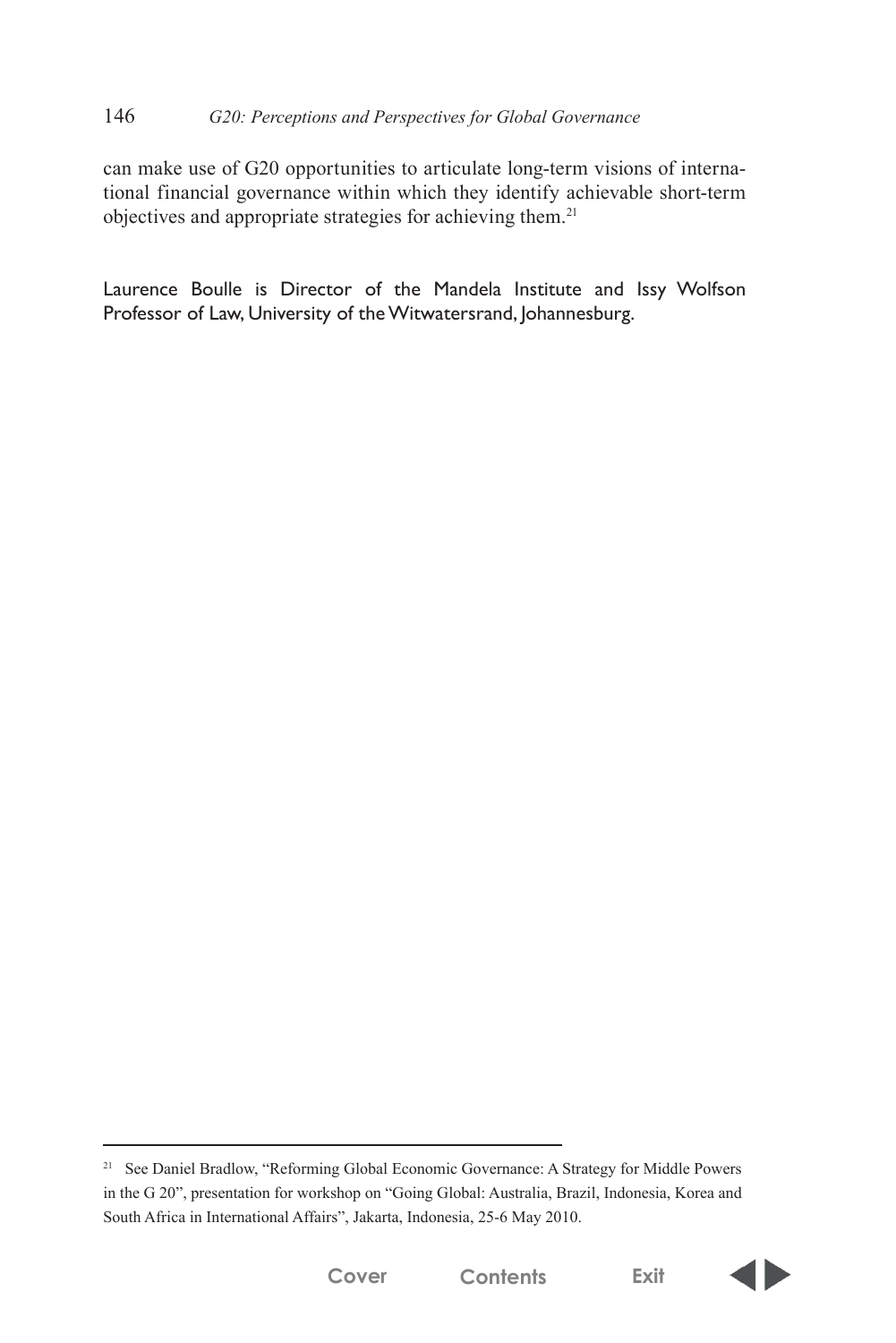can make use of G20 opportunities to articulate long-term visions of international financial governance within which they identify achievable short-term objectives and appropriate strategies for achieving them.[21]

Laurence Boulle is Director of the Mandela Institute and Issy Wolfson Professor of Law, University of the Witwatersrand, Johannesburg.

---

[21] See Daniel Bradlow, "Reforming Global Economic Governance: A Strategy for Middle Powers in the G 20", presentation for workshop on "Going Global: Australia, Brazil, Indonesia, Korea and South Africa in International Affairs", Jakarta, Indonesia, 25-6 May 2010.